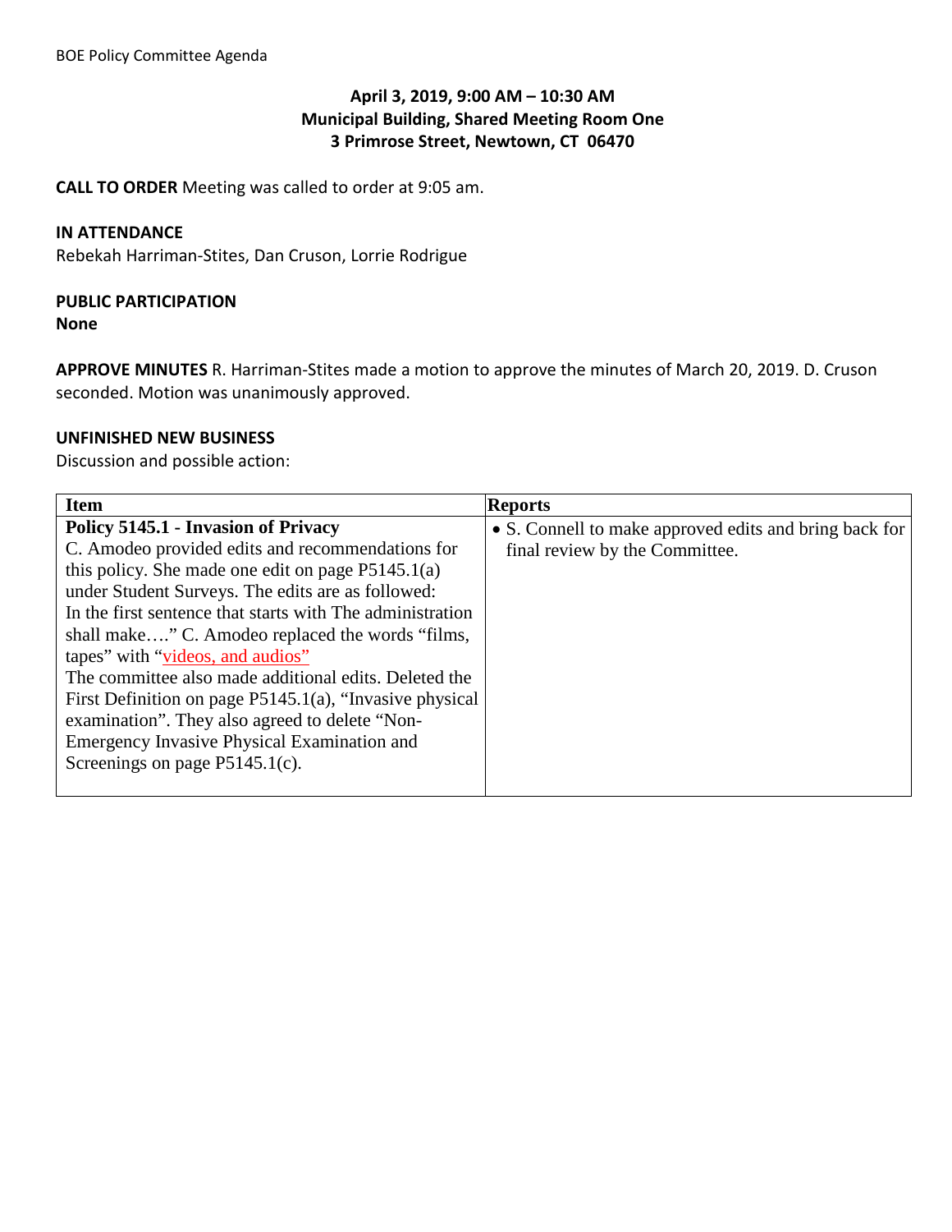BOE Policy Committee Agenda

**April 3, 2019, 9:00 AM – 10:30 AM**
**Municipal Building, Shared Meeting Room One**
**3 Primrose Street, Newtown, CT 06470**

**CALL TO ORDER** Meeting was called to order at 9:05 am.

**IN ATTENDANCE**
Rebekah Harriman-Stites, Dan Cruson, Lorrie Rodrigue

**PUBLIC PARTICIPATION**
**None**

**APPROVE MINUTES** R. Harriman-Stites made a motion to approve the minutes of March 20, 2019. D. Cruson seconded. Motion was unanimously approved.

**UNFINISHED NEW BUSINESS**
Discussion and possible action:

| Item | Reports |
|---|---|
| **Policy 5145.1 - Invasion of Privacy**<br>C. Amodeo provided edits and recommendations for this policy. She made one edit on page P5145.1(a) under Student Surveys. The edits are as followed:<br>In the first sentence that starts with The administration shall make…." C. Amodeo replaced the words "films, tapes" with "videos, and audios"<br>The committee also made additional edits. Deleted the First Definition on page P5145.1(a), "Invasive physical examination". They also agreed to delete "Non-Emergency Invasive Physical Examination and Screenings on page P5145.1(c). | • S. Connell to make approved edits and bring back for final review by the Committee. |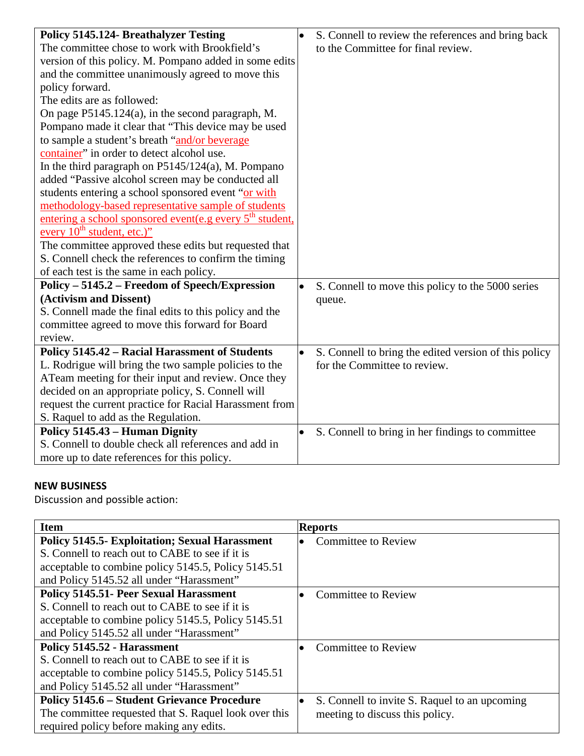| | |
|---|---|
| **Policy 5145.124- Breathalyzer Testing**<br>The committee chose to work with Brookfield's version of this policy. M. Pompano added in some edits and the committee unanimously agreed to move this policy forward.<br>The edits are as followed:<br>On page P5145.124(a), in the second paragraph, M. Pompano made it clear that "This device may be used to sample a student's breath "and/or beverage container" in order to detect alcohol use.<br>In the third paragraph on P5145/124(a), M. Pompano added "Passive alcohol screen may be conducted all students entering a school sponsored event "or with methodology-based representative sample of students entering a school sponsored event(e.g every 5th student, every 10th student, etc.)"<br>The committee approved these edits but requested that S. Connell check the references to confirm the timing of each test is the same in each policy. | • S. Connell to review the references and bring back to the Committee for final review. |
| **Policy – 5145.2 – Freedom of Speech/Expression (Activism and Dissent)**<br>S. Connell made the final edits to this policy and the committee agreed to move this forward for Board review. | • S. Connell to move this policy to the 5000 series queue. |
| **Policy 5145.42 – Racial Harassment of Students**<br>L. Rodrigue will bring the two sample policies to the ATeam meeting for their input and review. Once they decided on an appropriate policy, S. Connell will request the current practice for Racial Harassment from S. Raquel to add as the Regulation. | • S. Connell to bring the edited version of this policy for the Committee to review. |
| **Policy 5145.43 – Human Dignity**<br>S. Connell to double check all references and add in more up to date references for this policy. | • S. Connell to bring in her findings to committee |

## NEW BUSINESS

Discussion and possible action:

| Item | Reports |
|---|---|
| **Policy 5145.5- Exploitation; Sexual Harassment**<br>S. Connell to reach out to CABE to see if it is acceptable to combine policy 5145.5, Policy 5145.51 and Policy 5145.52 all under "Harassment" | • Committee to Review |
| **Policy 5145.51- Peer Sexual Harassment**<br>S. Connell to reach out to CABE to see if it is acceptable to combine policy 5145.5, Policy 5145.51 and Policy 5145.52 all under "Harassment" | • Committee to Review |
| **Policy 5145.52 - Harassment**<br>S. Connell to reach out to CABE to see if it is acceptable to combine policy 5145.5, Policy 5145.51 and Policy 5145.52 all under "Harassment" | • Committee to Review |
| **Policy 5145.6 – Student Grievance Procedure**<br>The committee requested that S. Raquel look over this required policy before making any edits. | • S. Connell to invite S. Raquel to an upcoming meeting to discuss this policy. |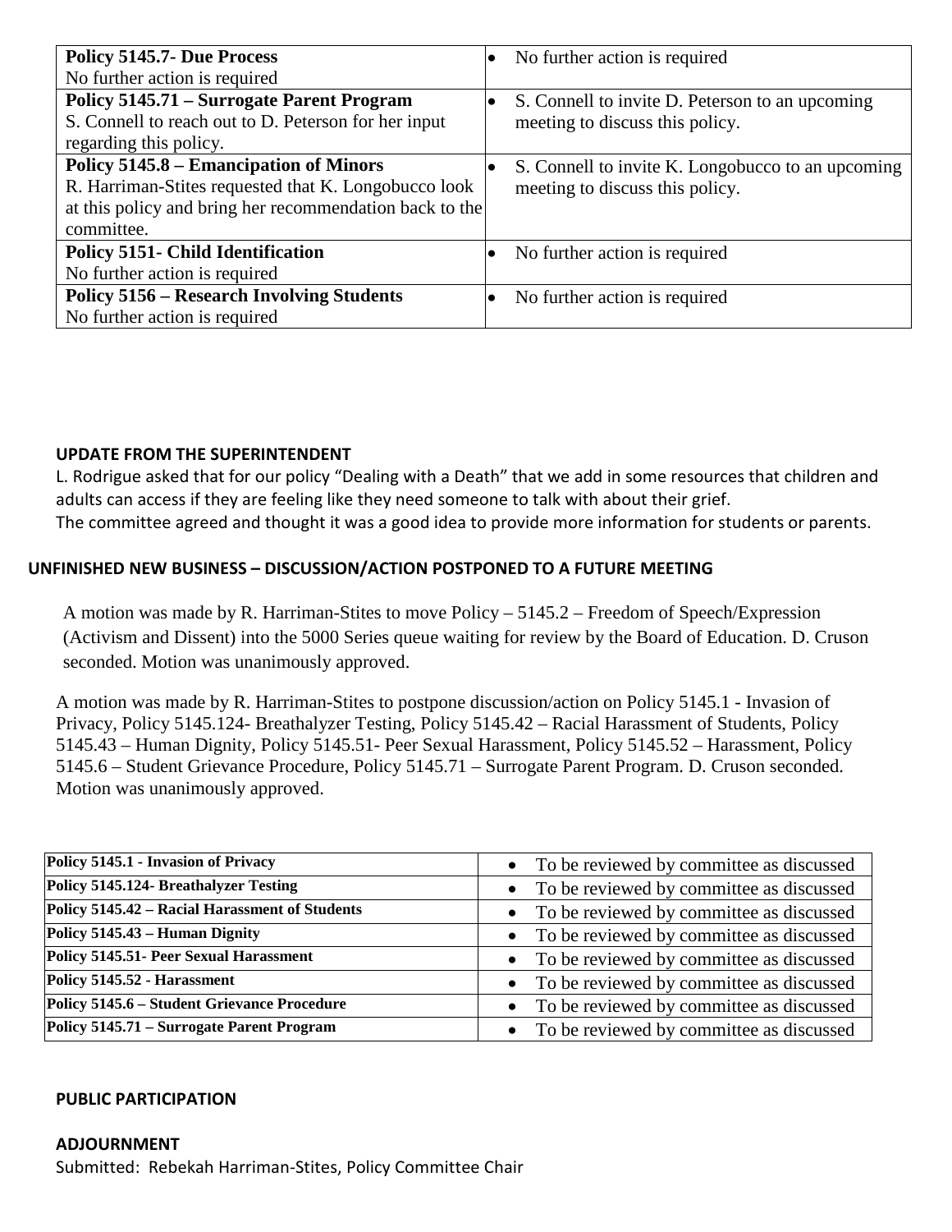| | |
|---|---|
| **Policy 5145.7- Due Process**<br>No further action is required | • No further action is required |
| **Policy 5145.71 – Surrogate Parent Program**<br>S. Connell to reach out to D. Peterson for her input regarding this policy. | • S. Connell to invite D. Peterson to an upcoming meeting to discuss this policy. |
| **Policy 5145.8 – Emancipation of Minors**<br>R. Harriman-Stites requested that K. Longobucco look at this policy and bring her recommendation back to the committee. | • S. Connell to invite K. Longobucco to an upcoming meeting to discuss this policy. |
| **Policy 5151- Child Identification**<br>No further action is required | • No further action is required |
| **Policy 5156 – Research Involving Students**<br>No further action is required | • No further action is required |

**UPDATE FROM THE SUPERINTENDENT**

L. Rodrigue asked that for our policy "Dealing with a Death" that we add in some resources that children and adults can access if they are feeling like they need someone to talk with about their grief.
The committee agreed and thought it was a good idea to provide more information for students or parents.

**UNFINISHED NEW BUSINESS – DISCUSSION/ACTION POSTPONED TO A FUTURE MEETING**

A motion was made by R. Harriman-Stites to move Policy – 5145.2 – Freedom of Speech/Expression (Activism and Dissent) into the 5000 Series queue waiting for review by the Board of Education. D. Cruson seconded. Motion was unanimously approved.

A motion was made by R. Harriman-Stites to postpone discussion/action on Policy 5145.1 - Invasion of Privacy, Policy 5145.124- Breathalyzer Testing, Policy 5145.42 – Racial Harassment of Students, Policy 5145.43 – Human Dignity, Policy 5145.51- Peer Sexual Harassment, Policy 5145.52 – Harassment, Policy 5145.6 – Student Grievance Procedure, Policy 5145.71 – Surrogate Parent Program. D. Cruson seconded. Motion was unanimously approved.

| | |
|---|---|
| **Policy 5145.1 - Invasion of Privacy** | • To be reviewed by committee as discussed |
| **Policy 5145.124- Breathalyzer Testing** | • To be reviewed by committee as discussed |
| **Policy 5145.42 – Racial Harassment of Students** | • To be reviewed by committee as discussed |
| **Policy 5145.43 – Human Dignity** | • To be reviewed by committee as discussed |
| **Policy 5145.51- Peer Sexual Harassment** | • To be reviewed by committee as discussed |
| **Policy 5145.52 - Harassment** | • To be reviewed by committee as discussed |
| **Policy 5145.6 – Student Grievance Procedure** | • To be reviewed by committee as discussed |
| **Policy 5145.71 – Surrogate Parent Program** | • To be reviewed by committee as discussed |

**PUBLIC PARTICIPATION**

**ADJOURNMENT**

Submitted: Rebekah Harriman-Stites, Policy Committee Chair